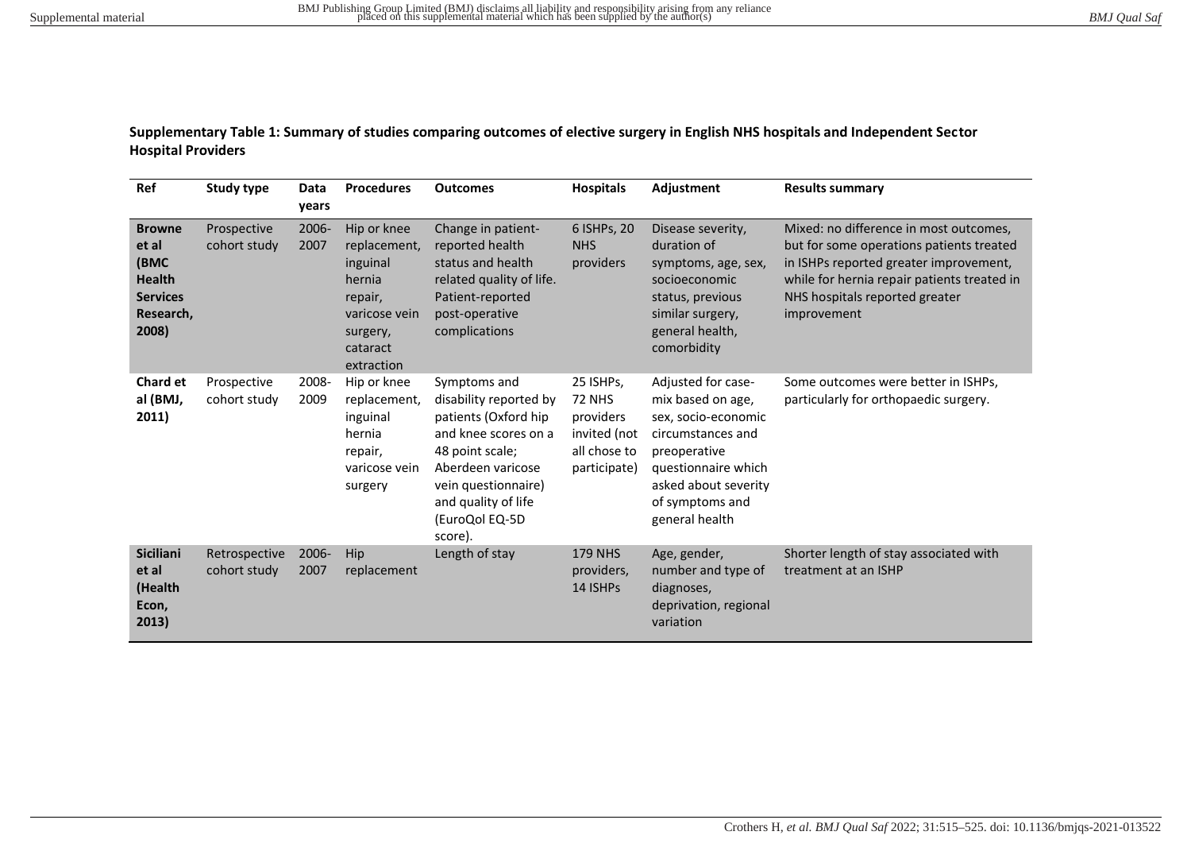**Supplementary Table 1: Summary of studies comparing outcomes of elective surgery in English NHS hospitals and Independent Sector Hospital Providers**

| Ref | Study type | Data years | Procedures | Outcomes | Hospitals | Adjustment | Results summary |
|---|---|---|---|---|---|---|---|
| **Browne et al (BMC Health Services Research, 2008)** | Prospective cohort study | 2006-2007 | Hip or knee replacement, inguinal hernia repair, varicose vein surgery, cataract extraction | Change in patient-reported health status and health related quality of life. Patient-reported post-operative complications | 6 ISHPs, 20 NHS providers | Disease severity, duration of symptoms, age, sex, socioeconomic status, previous similar surgery, general health, comorbidity | Mixed: no difference in most outcomes, but for some operations patients treated in ISHPs reported greater improvement, while for hernia repair patients treated in NHS hospitals reported greater improvement |
| **Chard et al (BMJ, 2011)** | Prospective cohort study | 2008-2009 | Hip or knee replacement, inguinal hernia repair, varicose vein surgery | Symptoms and disability reported by patients (Oxford hip and knee scores on a 48 point scale; Aberdeen varicose vein questionnaire) and quality of life (EuroQol EQ-5D score). | 25 ISHPs, 72 NHS providers invited (not all chose to participate) | Adjusted for case-mix based on age, sex, socio-economic circumstances and preoperative questionnaire which asked about severity of symptoms and general health | Some outcomes were better in ISHPs, particularly for orthopaedic surgery. |
| **Siciliani et al (Health Econ, 2013)** | Retrospective cohort study | 2006-2007 | Hip replacement | Length of stay | 179 NHS providers, 14 ISHPs | Age, gender, number and type of diagnoses, deprivation, regional variation | Shorter length of stay associated with treatment at an ISHP |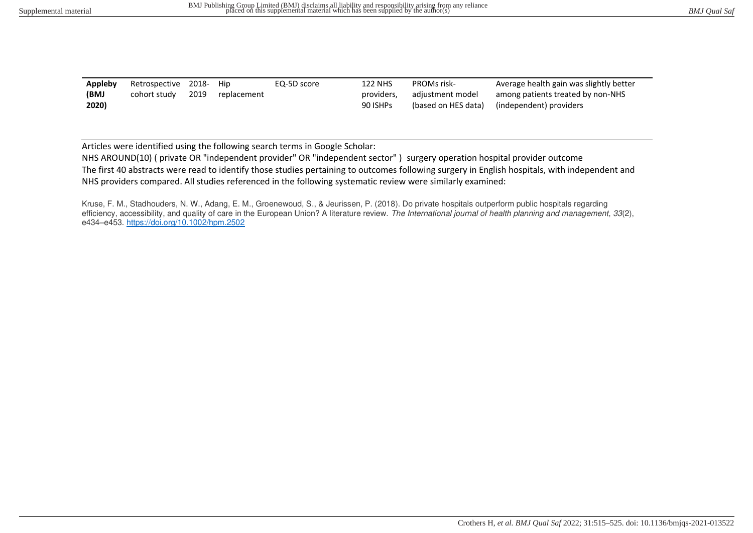| | | | | | | | |
|---|---|---|---|---|---|---|---|
| **Appleby (BMJ 2020)** | Retrospective cohort study | 2018-2019 | Hip replacement | EQ-5D score | 122 NHS providers, 90 ISHPs | PROMs risk-adjustment model (based on HES data) | Average health gain was slightly better among patients treated by non-NHS (independent) providers |

Articles were identified using the following search terms in Google Scholar:

NHS AROUND(10) ( private OR "independent provider" OR "independent sector" ) surgery operation hospital provider outcome

The first 40 abstracts were read to identify those studies pertaining to outcomes following surgery in English hospitals, with independent and NHS providers compared. All studies referenced in the following systematic review were similarly examined:

Kruse, F. M., Stadhouders, N. W., Adang, E. M., Groenewoud, S., & Jeurissen, P. (2018). Do private hospitals outperform public hospitals regarding efficiency, accessibility, and quality of care in the European Union? A literature review. *The International journal of health planning and management*, *33*(2), e434–e453. https://doi.org/10.1002/hpm.2502